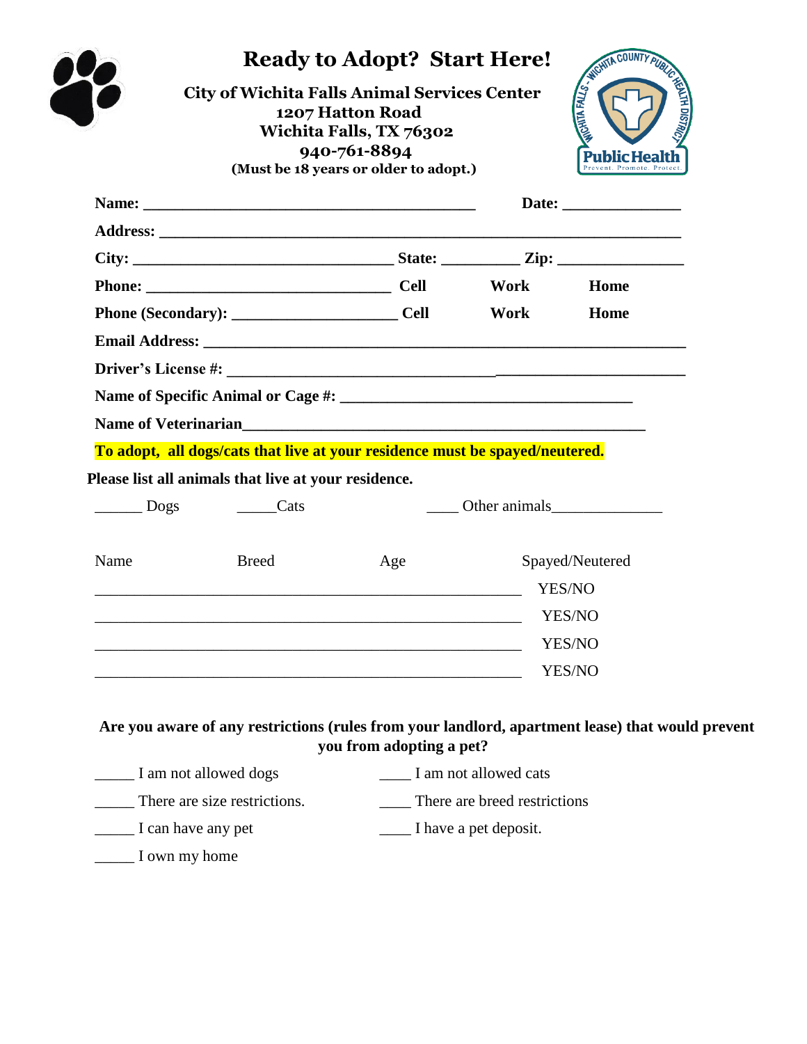# Ready to Adopt? Start Here!

**City of Wichita Falls Animal Services Center**
**1207 Hatton Road**
**Wichita Falls, TX 76302**
**940-761-8894**
**(Must be 18 years or older to adopt.)**

**Name:** ________________________________________ **Date:** ______________

**Address:** ______________________________________________________________

**City:** ________________________________ **State:** __________ **Zip:** _______________

**Phone:** ______________________________ **Cell** **Work** **Home**

**Phone (Secondary):** ____________________ **Cell** **Work** **Home**

**Email Address:** _________________________________________________________

**Driver's License #:** _____________________________________________________

**Name of Specific Animal or Cage #:** ____________________________________

**Name of Veterinarian**_____________________________________________________

**To adopt, all dogs/cats that live at your residence must be spayed/neutered.**

**Please list all animals that live at your residence.**

______ Dogs _____Cats ____ Other animals______________

| Name | Breed | Age | Spayed/Neutered |
|---|---|---|---|
| | | | YES/NO |
| | | | YES/NO |
| | | | YES/NO |
| | | | YES/NO |

**Are you aware of any restrictions (rules from your landlord, apartment lease) that would prevent you from adopting a pet?**

_____ I am not allowed dogs

____ I am not allowed cats

_____ There are size restrictions.

____ There are breed restrictions

_____ I can have any pet

____ I have a pet deposit.

_____ I own my home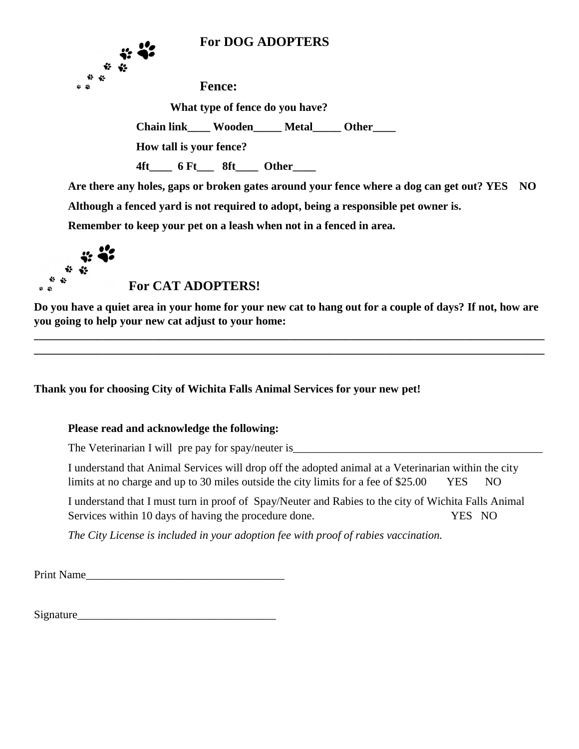## For DOG ADOPTERS

**Fence:**

**What type of fence do you have?**

**Chain link____ Wooden_____ Metal_____ Other____**

**How tall is your fence?**

**4ft____ 6 Ft___ 8ft____ Other____**

**Are there any holes, gaps or broken gates around your fence where a dog can get out? YES NO**

**Although a fenced yard is not required to adopt, being a responsible pet owner is.**

**Remember to keep your pet on a leash when not in a fenced in area.**

## For CAT ADOPTERS!

**Do you have a quiet area in your home for your new cat to hang out for a couple of days? If not, how are you going to help your new cat adjust to your home:**

________________________________________________________________________________________

________________________________________________________________________________________

**Thank you for choosing City of Wichita Falls Animal Services for your new pet!**

**Please read and acknowledge the following:**

The Veterinarian I will pre pay for spay/neuter is_____________________________________________

I understand that Animal Services will drop off the adopted animal at a Veterinarian within the city limits at no charge and up to 30 miles outside the city limits for a fee of $25.00 YES NO

I understand that I must turn in proof of Spay/Neuter and Rabies to the city of Wichita Falls Animal Services within 10 days of having the procedure done. YES NO

*The City License is included in your adoption fee with proof of rabies vaccination.*

Print Name____________________________________

Signature____________________________________